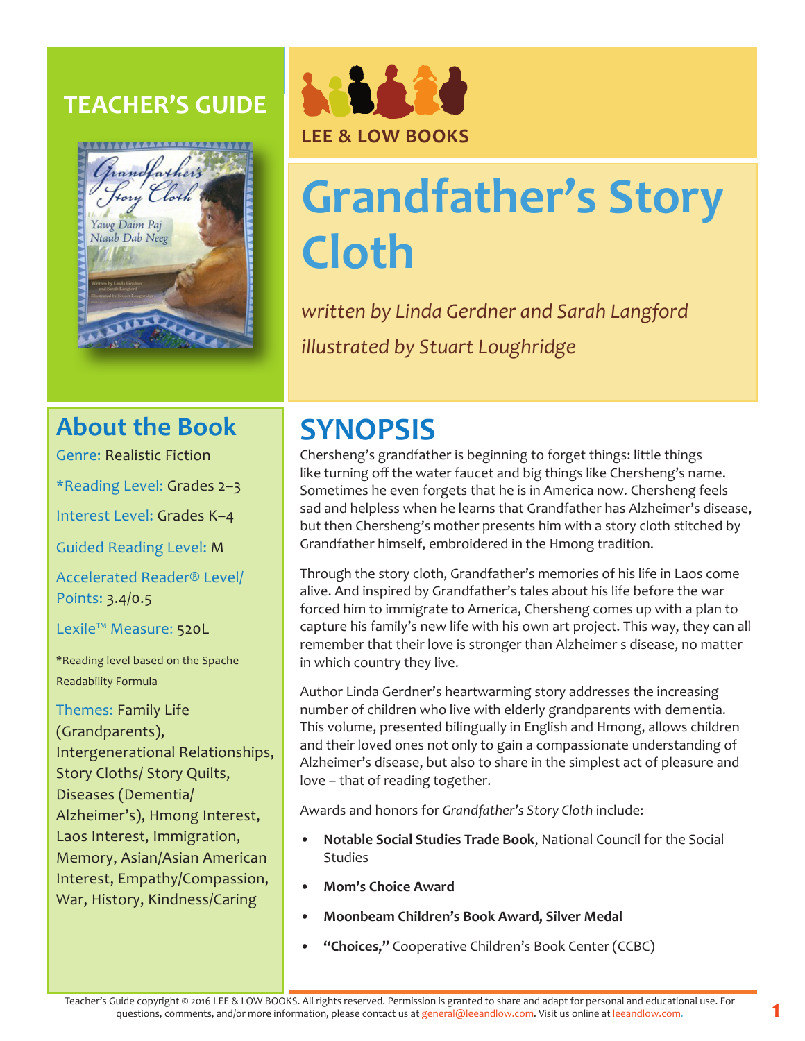# TEACHER'S GUIDE

LEE & LOW BOOKS

# Grandfather's Story Cloth

*written by Linda Gerdner and Sarah Langford*

*illustrated by Stuart Loughridge*

## About the Book

Genre: Realistic Fiction

*Reading Level: Grades 2–3

Interest Level: Grades K–4

Guided Reading Level: M

Accelerated Reader® Level/ Points: 3.4/0.5

Lexile™ Measure: 520L

*Reading level based on the Spache Readability Formula

Themes: Family Life (Grandparents), Intergenerational Relationships, Story Cloths/ Story Quilts, Diseases (Dementia/ Alzheimer's), Hmong Interest, Laos Interest, Immigration, Memory, Asian/Asian American Interest, Empathy/Compassion, War, History, Kindness/Caring

## SYNOPSIS

Chersheng's grandfather is beginning to forget things: little things like turning off the water faucet and big things like Chersheng's name. Sometimes he even forgets that he is in America now. Chersheng feels sad and helpless when he learns that Grandfather has Alzheimer's disease, but then Chersheng's mother presents him with a story cloth stitched by Grandfather himself, embroidered in the Hmong tradition.

Through the story cloth, Grandfather's memories of his life in Laos come alive. And inspired by Grandfather's tales about his life before the war forced him to immigrate to America, Chersheng comes up with a plan to capture his family's new life with his own art project. This way, they can all remember that their love is stronger than Alzheimer s disease, no matter in which country they live.

Author Linda Gerdner's heartwarming story addresses the increasing number of children who live with elderly grandparents with dementia. This volume, presented bilingually in English and Hmong, allows children and their loved ones not only to gain a compassionate understanding of Alzheimer's disease, but also to share in the simplest act of pleasure and love – that of reading together.

Awards and honors for *Grandfather's Story Cloth* include:

- **Notable Social Studies Trade Book**, National Council for the Social Studies
- **Mom's Choice Award**
- **Moonbeam Children's Book Award, Silver Medal**
- **"Choices,"** Cooperative Children's Book Center (CCBC)

Teacher's Guide copyright © 2016 LEE & LOW BOOKS. All rights reserved. Permission is granted to share and adapt for personal and educational use. For questions, comments, and/or more information, please contact us at general@leeandlow.com. Visit us online at leeandlow.com.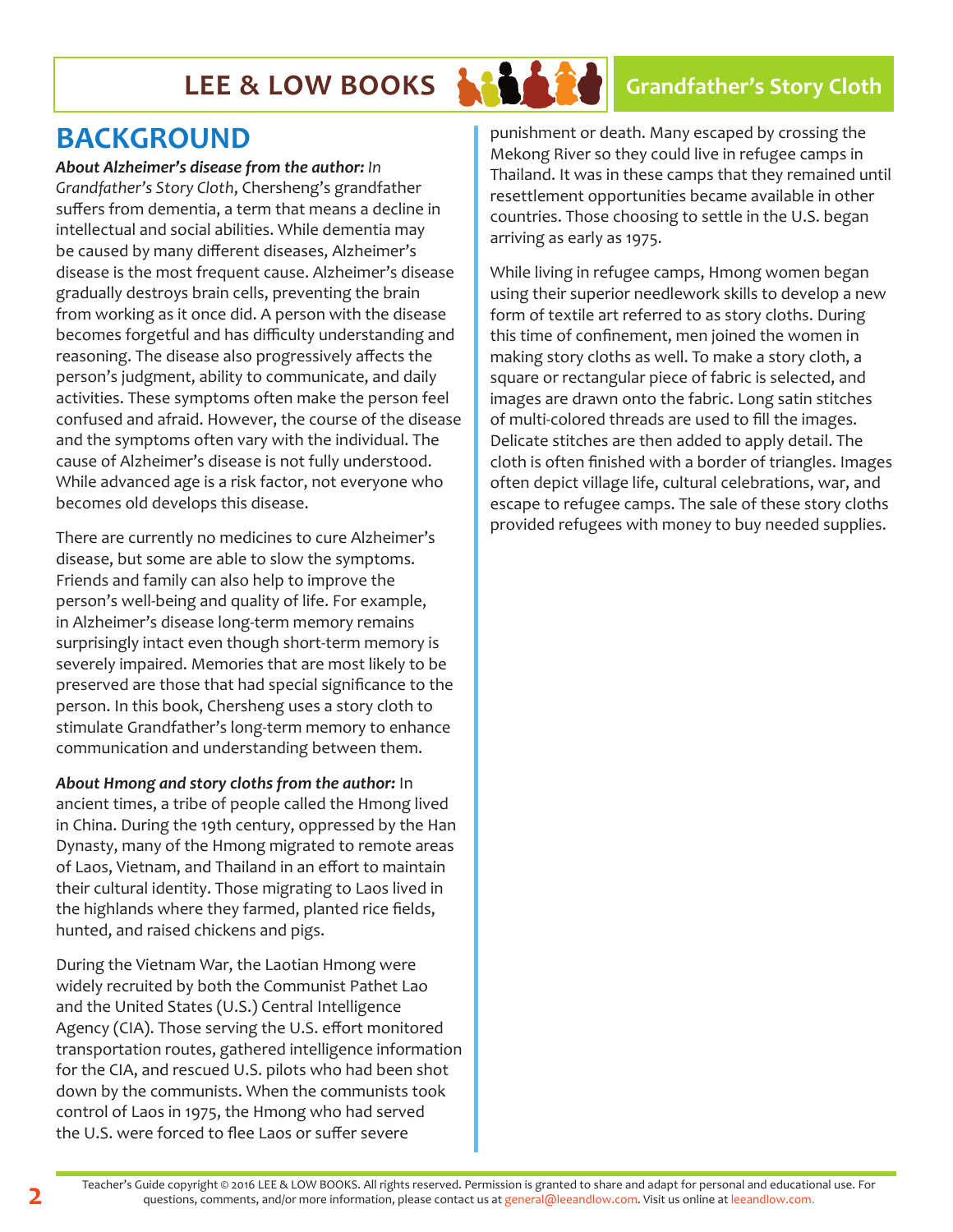## BACKGROUND

***About Alzheimer's disease from the author:*** *In Grandfather's Story Cloth*, Chersheng's grandfather suffers from dementia, a term that means a decline in intellectual and social abilities. While dementia may be caused by many different diseases, Alzheimer's disease is the most frequent cause. Alzheimer's disease gradually destroys brain cells, preventing the brain from working as it once did. A person with the disease becomes forgetful and has difficulty understanding and reasoning. The disease also progressively affects the person's judgment, ability to communicate, and daily activities. These symptoms often make the person feel confused and afraid. However, the course of the disease and the symptoms often vary with the individual. The cause of Alzheimer's disease is not fully understood. While advanced age is a risk factor, not everyone who becomes old develops this disease.

There are currently no medicines to cure Alzheimer's disease, but some are able to slow the symptoms. Friends and family can also help to improve the person's well-being and quality of life. For example, in Alzheimer's disease long-term memory remains surprisingly intact even though short-term memory is severely impaired. Memories that are most likely to be preserved are those that had special significance to the person. In this book, Chersheng uses a story cloth to stimulate Grandfather's long-term memory to enhance communication and understanding between them.

***About Hmong and story cloths from the author:*** In ancient times, a tribe of people called the Hmong lived in China. During the 19th century, oppressed by the Han Dynasty, many of the Hmong migrated to remote areas of Laos, Vietnam, and Thailand in an effort to maintain their cultural identity. Those migrating to Laos lived in the highlands where they farmed, planted rice fields, hunted, and raised chickens and pigs.

During the Vietnam War, the Laotian Hmong were widely recruited by both the Communist Pathet Lao and the United States (U.S.) Central Intelligence Agency (CIA). Those serving the U.S. effort monitored transportation routes, gathered intelligence information for the CIA, and rescued U.S. pilots who had been shot down by the communists. When the communists took control of Laos in 1975, the Hmong who had served the U.S. were forced to flee Laos or suffer severe punishment or death. Many escaped by crossing the Mekong River so they could live in refugee camps in Thailand. It was in these camps that they remained until resettlement opportunities became available in other countries. Those choosing to settle in the U.S. began arriving as early as 1975.

While living in refugee camps, Hmong women began using their superior needlework skills to develop a new form of textile art referred to as story cloths. During this time of confinement, men joined the women in making story cloths as well. To make a story cloth, a square or rectangular piece of fabric is selected, and images are drawn onto the fabric. Long satin stitches of multi-colored threads are used to fill the images. Delicate stitches are then added to apply detail. The cloth is often finished with a border of triangles. Images often depict village life, cultural celebrations, war, and escape to refugee camps. The sale of these story cloths provided refugees with money to buy needed supplies.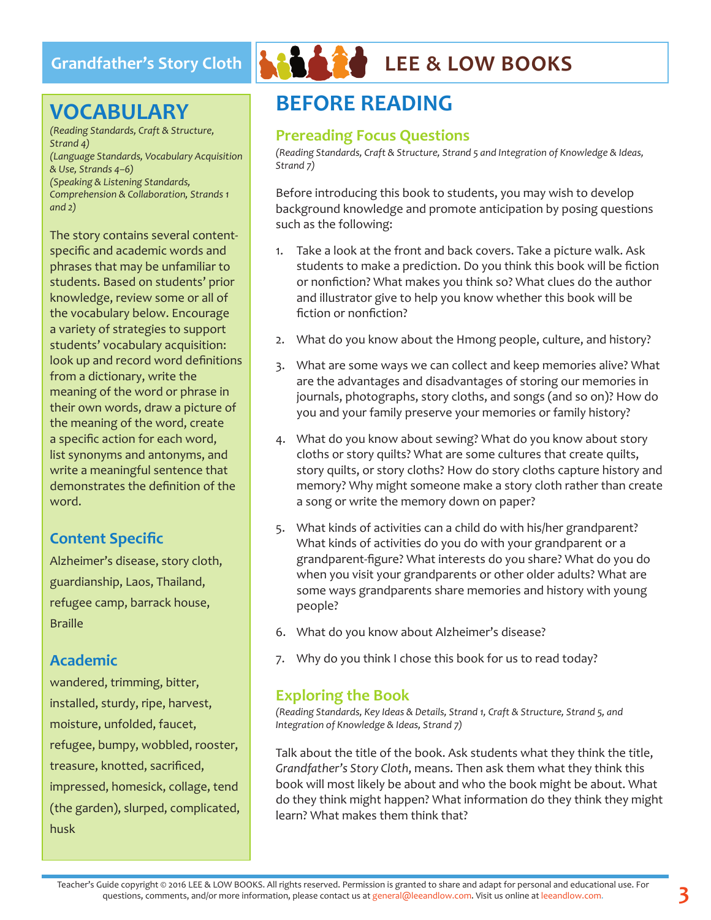## VOCABULARY

*(Reading Standards, Craft & Structure, Strand 4)*
*(Language Standards, Vocabulary Acquisition & Use, Strands 4–6)*
*(Speaking & Listening Standards, Comprehension & Collaboration, Strands 1 and 2)*

The story contains several content-specific and academic words and phrases that may be unfamiliar to students. Based on students' prior knowledge, review some or all of the vocabulary below. Encourage a variety of strategies to support students' vocabulary acquisition: look up and record word definitions from a dictionary, write the meaning of the word or phrase in their own words, draw a picture of the meaning of the word, create a specific action for each word, list synonyms and antonyms, and write a meaningful sentence that demonstrates the definition of the word.

### Content Specific

Alzheimer's disease, story cloth, guardianship, Laos, Thailand, refugee camp, barrack house, Braille

### Academic

wandered, trimming, bitter, installed, sturdy, ripe, harvest, moisture, unfolded, faucet, refugee, bumpy, wobbled, rooster, treasure, knotted, sacrificed, impressed, homesick, collage, tend (the garden), slurped, complicated, husk

## BEFORE READING

### Prereading Focus Questions

*(Reading Standards, Craft & Structure, Strand 5 and Integration of Knowledge & Ideas, Strand 7)*

Before introducing this book to students, you may wish to develop background knowledge and promote anticipation by posing questions such as the following:

1. Take a look at the front and back covers. Take a picture walk. Ask students to make a prediction. Do you think this book will be fiction or nonfiction? What makes you think so? What clues do the author and illustrator give to help you know whether this book will be fiction or nonfiction?
2. What do you know about the Hmong people, culture, and history?
3. What are some ways we can collect and keep memories alive? What are the advantages and disadvantages of storing our memories in journals, photographs, story cloths, and songs (and so on)? How do you and your family preserve your memories or family history?
4. What do you know about sewing? What do you know about story cloths or story quilts? What are some cultures that create quilts, story quilts, or story cloths? How do story cloths capture history and memory? Why might someone make a story cloth rather than create a song or write the memory down on paper?
5. What kinds of activities can a child do with his/her grandparent? What kinds of activities do you do with your grandparent or a grandparent-figure? What interests do you share? What do you do when you visit your grandparents or other older adults? What are some ways grandparents share memories and history with young people?
6. What do you know about Alzheimer's disease?
7. Why do you think I chose this book for us to read today?

### Exploring the Book

*(Reading Standards, Key Ideas & Details, Strand 1, Craft & Structure, Strand 5, and Integration of Knowledge & Ideas, Strand 7)*

Talk about the title of the book. Ask students what they think the title, *Grandfather's Story Cloth*, means. Then ask them what they think this book will most likely be about and who the book might be about. What do they think might happen? What information do they think they might learn? What makes them think that?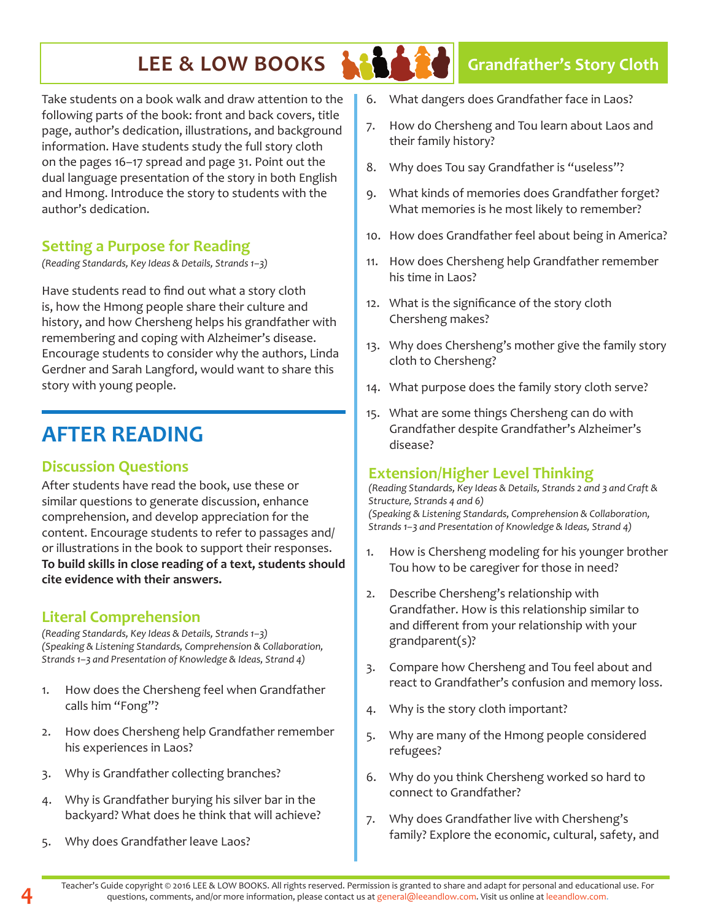Take students on a book walk and draw attention to the following parts of the book: front and back covers, title page, author's dedication, illustrations, and background information. Have students study the full story cloth on the pages 16–17 spread and page 31. Point out the dual language presentation of the story in both English and Hmong. Introduce the story to students with the author's dedication.

### Setting a Purpose for Reading

*(Reading Standards, Key Ideas & Details, Strands 1–3)*

Have students read to find out what a story cloth is, how the Hmong people share their culture and history, and how Chersheng helps his grandfather with remembering and coping with Alzheimer's disease. Encourage students to consider why the authors, Linda Gerdner and Sarah Langford, would want to share this story with young people.

## AFTER READING

### Discussion Questions

After students have read the book, use these or similar questions to generate discussion, enhance comprehension, and develop appreciation for the content. Encourage students to refer to passages and/or illustrations in the book to support their responses. **To build skills in close reading of a text, students should cite evidence with their answers.**

### Literal Comprehension

*(Reading Standards, Key Ideas & Details, Strands 1–3)*
*(Speaking & Listening Standards, Comprehension & Collaboration, Strands 1–3 and Presentation of Knowledge & Ideas, Strand 4)*

1. How does the Chersheng feel when Grandfather calls him "Fong"?
2. How does Chersheng help Grandfather remember his experiences in Laos?
3. Why is Grandfather collecting branches?
4. Why is Grandfather burying his silver bar in the backyard? What does he think that will achieve?
5. Why does Grandfather leave Laos?
6. What dangers does Grandfather face in Laos?
7. How do Chersheng and Tou learn about Laos and their family history?
8. Why does Tou say Grandfather is "useless"?
9. What kinds of memories does Grandfather forget? What memories is he most likely to remember?
10. How does Grandfather feel about being in America?
11. How does Chersheng help Grandfather remember his time in Laos?
12. What is the significance of the story cloth Chersheng makes?
13. Why does Chersheng's mother give the family story cloth to Chersheng?
14. What purpose does the family story cloth serve?
15. What are some things Chersheng can do with Grandfather despite Grandfather's Alzheimer's disease?

### Extension/Higher Level Thinking

*(Reading Standards, Key Ideas & Details, Strands 2 and 3 and Craft & Structure, Strands 4 and 6)*
*(Speaking & Listening Standards, Comprehension & Collaboration, Strands 1–3 and Presentation of Knowledge & Ideas, Strand 4)*

1. How is Chersheng modeling for his younger brother Tou how to be caregiver for those in need?
2. Describe Chersheng's relationship with Grandfather. How is this relationship similar to and different from your relationship with your grandparent(s)?
3. Compare how Chersheng and Tou feel about and react to Grandfather's confusion and memory loss.
4. Why is the story cloth important?
5. Why are many of the Hmong people considered refugees?
6. Why do you think Chersheng worked so hard to connect to Grandfather?
7. Why does Grandfather live with Chersheng's family? Explore the economic, cultural, safety, and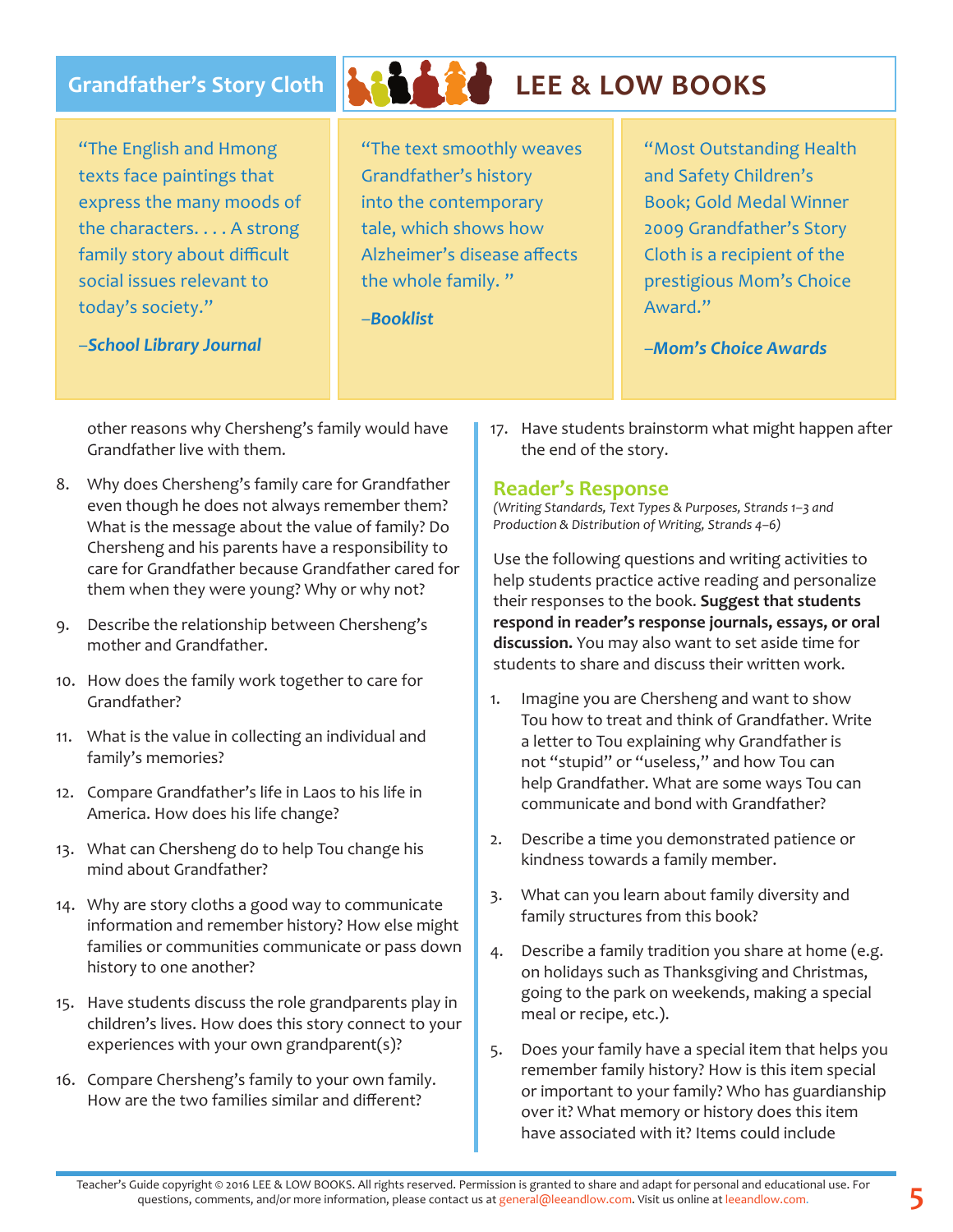"The English and Hmong texts face paintings that express the many moods of the characters. . . . A strong family story about difficult social issues relevant to today's society."

–*School Library Journal*

"The text smoothly weaves Grandfather's history into the contemporary tale, which shows how Alzheimer's disease affects the whole family."

–*Booklist*

"Most Outstanding Health and Safety Children's Book; Gold Medal Winner 2009 Grandfather's Story Cloth is a recipient of the prestigious Mom's Choice Award."

–*Mom's Choice Awards*

other reasons why Chersheng's family would have Grandfather live with them.

8. Why does Chersheng's family care for Grandfather even though he does not always remember them? What is the message about the value of family? Do Chersheng and his parents have a responsibility to care for Grandfather because Grandfather cared for them when they were young? Why or why not?

9. Describe the relationship between Chersheng's mother and Grandfather.

10. How does the family work together to care for Grandfather?

11. What is the value in collecting an individual and family's memories?

12. Compare Grandfather's life in Laos to his life in America. How does his life change?

13. What can Chersheng do to help Tou change his mind about Grandfather?

14. Why are story cloths a good way to communicate information and remember history? How else might families or communities communicate or pass down history to one another?

15. Have students discuss the role grandparents play in children's lives. How does this story connect to your experiences with your own grandparent(s)?

16. Compare Chersheng's family to your own family. How are the two families similar and different?

17. Have students brainstorm what might happen after the end of the story.

## Reader's Response

*(Writing Standards, Text Types & Purposes, Strands 1–3 and Production & Distribution of Writing, Strands 4–6)*

Use the following questions and writing activities to help students practice active reading and personalize their responses to the book. **Suggest that students respond in reader's response journals, essays, or oral discussion.** You may also want to set aside time for students to share and discuss their written work.

1. Imagine you are Chersheng and want to show Tou how to treat and think of Grandfather. Write a letter to Tou explaining why Grandfather is not "stupid" or "useless," and how Tou can help Grandfather. What are some ways Tou can communicate and bond with Grandfather?

2. Describe a time you demonstrated patience or kindness towards a family member.

3. What can you learn about family diversity and family structures from this book?

4. Describe a family tradition you share at home (e.g. on holidays such as Thanksgiving and Christmas, going to the park on weekends, making a special meal or recipe, etc.).

5. Does your family have a special item that helps you remember family history? How is this item special or important to your family? Who has guardianship over it? What memory or history does this item have associated with it? Items could include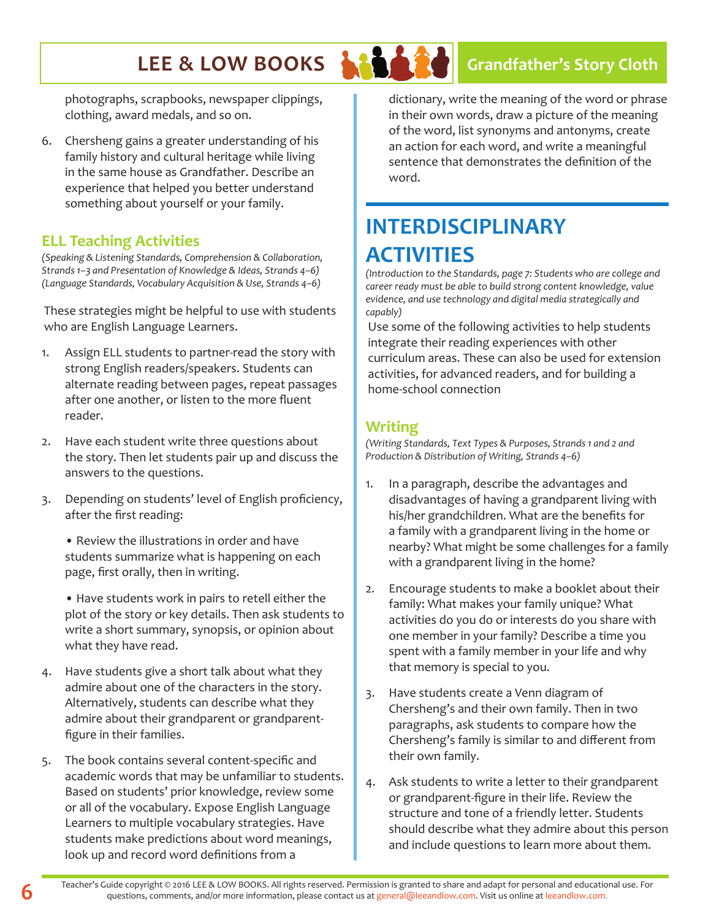photographs, scrapbooks, newspaper clippings, clothing, award medals, and so on.

6. Chersheng gains a greater understanding of his family history and cultural heritage while living in the same house as Grandfather. Describe an experience that helped you better understand something about yourself or your family.

### ELL Teaching Activities

*(Speaking & Listening Standards, Comprehension & Collaboration, Strands 1–3 and Presentation of Knowledge & Ideas, Strands 4–6)*
*(Language Standards, Vocabulary Acquisition & Use, Strands 4–6)*

These strategies might be helpful to use with students who are English Language Learners.

1. Assign ELL students to partner-read the story with strong English readers/speakers. Students can alternate reading between pages, repeat passages after one another, or listen to the more fluent reader.

2. Have each student write three questions about the story. Then let students pair up and discuss the answers to the questions.

3. Depending on students' level of English proficiency, after the first reading:

   • Review the illustrations in order and have students summarize what is happening on each page, first orally, then in writing.

   • Have students work in pairs to retell either the plot of the story or key details. Then ask students to write a short summary, synopsis, or opinion about what they have read.

4. Have students give a short talk about what they admire about one of the characters in the story. Alternatively, students can describe what they admire about their grandparent or grandparent-figure in their families.

5. The book contains several content-specific and academic words that may be unfamiliar to students. Based on students' prior knowledge, review some or all of the vocabulary. Expose English Language Learners to multiple vocabulary strategies. Have students make predictions about word meanings, look up and record word definitions from a dictionary, write the meaning of the word or phrase in their own words, draw a picture of the meaning of the word, list synonyms and antonyms, create an action for each word, and write a meaningful sentence that demonstrates the definition of the word.

## INTERDISCIPLINARY ACTIVITIES

*(Introduction to the Standards, page 7: Students who are college and career ready must be able to build strong content knowledge, value evidence, and use technology and digital media strategically and capably)*

Use some of the following activities to help students integrate their reading experiences with other curriculum areas. These can also be used for extension activities, for advanced readers, and for building a home-school connection

### Writing

*(Writing Standards, Text Types & Purposes, Strands 1 and 2 and Production & Distribution of Writing, Strands 4–6)*

1. In a paragraph, describe the advantages and disadvantages of having a grandparent living with his/her grandchildren. What are the benefits for a family with a grandparent living in the home or nearby? What might be some challenges for a family with a grandparent living in the home?

2. Encourage students to make a booklet about their family: What makes your family unique? What activities do you do or interests do you share with one member in your family? Describe a time you spent with a family member in your life and why that memory is special to you.

3. Have students create a Venn diagram of Chersheng's and their own family. Then in two paragraphs, ask students to compare how the Chersheng's family is similar to and different from their own family.

4. Ask students to write a letter to their grandparent or grandparent-figure in their life. Review the structure and tone of a friendly letter. Students should describe what they admire about this person and include questions to learn more about them.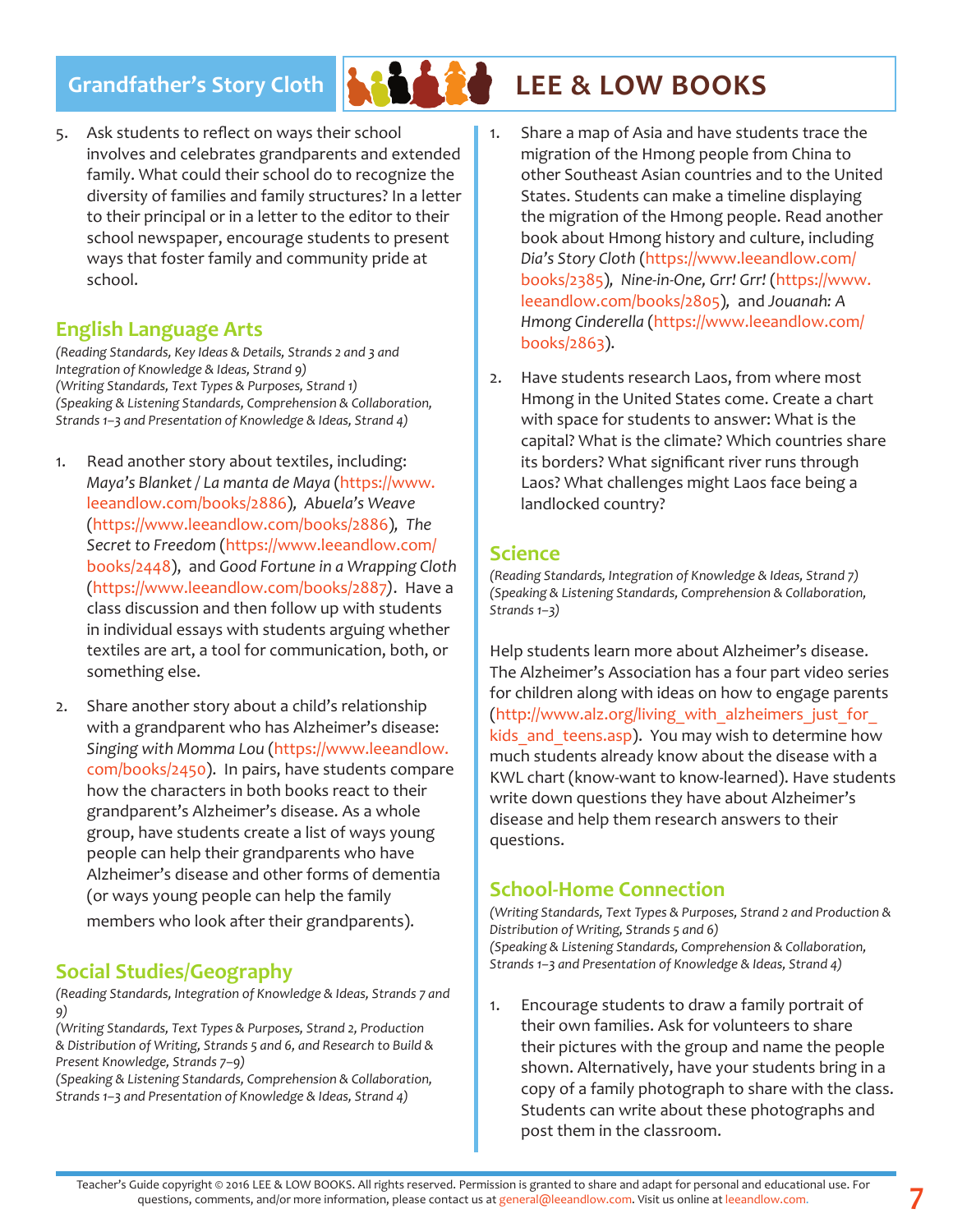5. Ask students to reflect on ways their school involves and celebrates grandparents and extended family. What could their school do to recognize the diversity of families and family structures? In a letter to their principal or in a letter to the editor to their school newspaper, encourage students to present ways that foster family and community pride at school.

## English Language Arts

*(Reading Standards, Key Ideas & Details, Strands 2 and 3 and Integration of Knowledge & Ideas, Strand 9)*
*(Writing Standards, Text Types & Purposes, Strand 1)*
*(Speaking & Listening Standards, Comprehension & Collaboration, Strands 1–3 and Presentation of Knowledge & Ideas, Strand 4)*

1. Read another story about textiles, including: *Maya's Blanket / La manta de Maya* (https://www.leeandlow.com/books/2886), *Abuela's Weave* (https://www.leeandlow.com/books/2886), *The Secret to Freedom* (https://www.leeandlow.com/books/2448), and *Good Fortune in a Wrapping Cloth* (https://www.leeandlow.com/books/2887). Have a class discussion and then follow up with students in individual essays with students arguing whether textiles are art, a tool for communication, both, or something else.

2. Share another story about a child's relationship with a grandparent who has Alzheimer's disease: *Singing with Momma Lou* (https://www.leeandlow.com/books/2450). In pairs, have students compare how the characters in both books react to their grandparent's Alzheimer's disease. As a whole group, have students create a list of ways young people can help their grandparents who have Alzheimer's disease and other forms of dementia (or ways young people can help the family members who look after their grandparents).

## Social Studies/Geography

*(Reading Standards, Integration of Knowledge & Ideas, Strands 7 and 9)*
*(Writing Standards, Text Types & Purposes, Strand 2, Production & Distribution of Writing, Strands 5 and 6, and Research to Build & Present Knowledge, Strands 7–9)*
*(Speaking & Listening Standards, Comprehension & Collaboration, Strands 1–3 and Presentation of Knowledge & Ideas, Strand 4)*

1. Share a map of Asia and have students trace the migration of the Hmong people from China to other Southeast Asian countries and to the United States. Students can make a timeline displaying the migration of the Hmong people. Read another book about Hmong history and culture, including *Dia's Story Cloth* (https://www.leeandlow.com/books/2385), *Nine-in-One, Grr! Grr!* (https://www.leeandlow.com/books/2805), and *Jouanah: A Hmong Cinderella* (https://www.leeandlow.com/books/2863).

2. Have students research Laos, from where most Hmong in the United States come. Create a chart with space for students to answer: What is the capital? What is the climate? Which countries share its borders? What significant river runs through Laos? What challenges might Laos face being a landlocked country?

## Science

*(Reading Standards, Integration of Knowledge & Ideas, Strand 7)*
*(Speaking & Listening Standards, Comprehension & Collaboration, Strands 1–3)*

Help students learn more about Alzheimer's disease. The Alzheimer's Association has a four part video series for children along with ideas on how to engage parents (http://www.alz.org/living_with_alzheimers_just_for_kids_and_teens.asp). You may wish to determine how much students already know about the disease with a KWL chart (know-want to know-learned). Have students write down questions they have about Alzheimer's disease and help them research answers to their questions.

## School-Home Connection

*(Writing Standards, Text Types & Purposes, Strand 2 and Production & Distribution of Writing, Strands 5 and 6)*
*(Speaking & Listening Standards, Comprehension & Collaboration, Strands 1–3 and Presentation of Knowledge & Ideas, Strand 4)*

1. Encourage students to draw a family portrait of their own families. Ask for volunteers to share their pictures with the group and name the people shown. Alternatively, have your students bring in a copy of a family photograph to share with the class. Students can write about these photographs and post them in the classroom.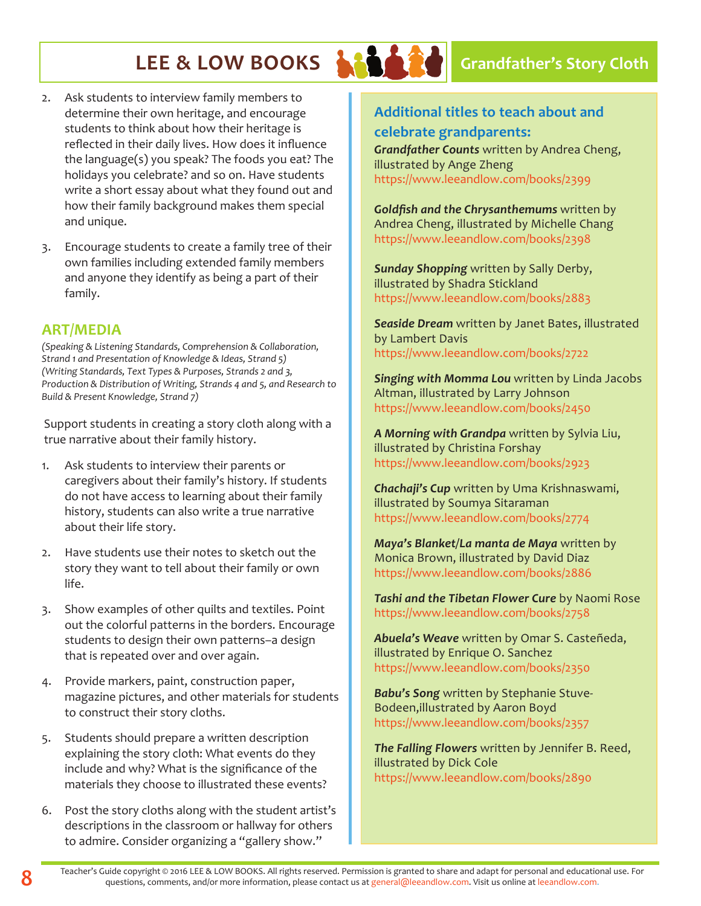2. Ask students to interview family members to determine their own heritage, and encourage students to think about how their heritage is reflected in their daily lives. How does it influence the language(s) you speak? The foods you eat? The holidays you celebrate? and so on. Have students write a short essay about what they found out and how their family background makes them special and unique.

3. Encourage students to create a family tree of their own families including extended family members and anyone they identify as being a part of their family.

## ART/MEDIA

*(Speaking & Listening Standards, Comprehension & Collaboration, Strand 1 and Presentation of Knowledge & Ideas, Strand 5) (Writing Standards, Text Types & Purposes, Strands 2 and 3, Production & Distribution of Writing, Strands 4 and 5, and Research to Build & Present Knowledge, Strand 7)*

Support students in creating a story cloth along with a true narrative about their family history.

1. Ask students to interview their parents or caregivers about their family's history. If students do not have access to learning about their family history, students can also write a true narrative about their life story.

2. Have students use their notes to sketch out the story they want to tell about their family or own life.

3. Show examples of other quilts and textiles. Point out the colorful patterns in the borders. Encourage students to design their own patterns–a design that is repeated over and over again.

4. Provide markers, paint, construction paper, magazine pictures, and other materials for students to construct their story cloths.

5. Students should prepare a written description explaining the story cloth: What events do they include and why? What is the significance of the materials they choose to illustrated these events?

6. Post the story cloths along with the student artist's descriptions in the classroom or hallway for others to admire. Consider organizing a "gallery show."

## Additional titles to teach about and celebrate grandparents:

***Grandfather Counts*** written by Andrea Cheng, illustrated by Ange Zheng
https://www.leeandlow.com/books/2399

***Goldfish and the Chrysanthemums*** written by Andrea Cheng, illustrated by Michelle Chang
https://www.leeandlow.com/books/2398

***Sunday Shopping*** written by Sally Derby, illustrated by Shadra Stickland
https://www.leeandlow.com/books/2883

***Seaside Dream*** written by Janet Bates, illustrated by Lambert Davis
https://www.leeandlow.com/books/2722

***Singing with Momma Lou*** written by Linda Jacobs Altman, illustrated by Larry Johnson
https://www.leeandlow.com/books/2450

***A Morning with Grandpa*** written by Sylvia Liu, illustrated by Christina Forshay
https://www.leeandlow.com/books/2923

***Chachaji's Cup*** written by Uma Krishnaswami, illustrated by Soumya Sitaraman
https://www.leeandlow.com/books/2774

***Maya's Blanket/La manta de Maya*** written by Monica Brown, illustrated by David Diaz
https://www.leeandlow.com/books/2886

***Tashi and the Tibetan Flower Cure*** by Naomi Rose
https://www.leeandlow.com/books/2758

***Abuela's Weave*** written by Omar S. Casteñeda, illustrated by Enrique O. Sanchez
https://www.leeandlow.com/books/2350

***Babu's Song*** written by Stephanie Stuve-Bodeen,illustrated by Aaron Boyd
https://www.leeandlow.com/books/2357

***The Falling Flowers*** written by Jennifer B. Reed, illustrated by Dick Cole
https://www.leeandlow.com/books/2890

Teacher's Guide copyright © 2016 LEE & LOW BOOKS. All rights reserved. Permission is granted to share and adapt for personal and educational use. For questions, comments, and/or more information, please contact us at general@leeandlow.com. Visit us online at leeandlow.com.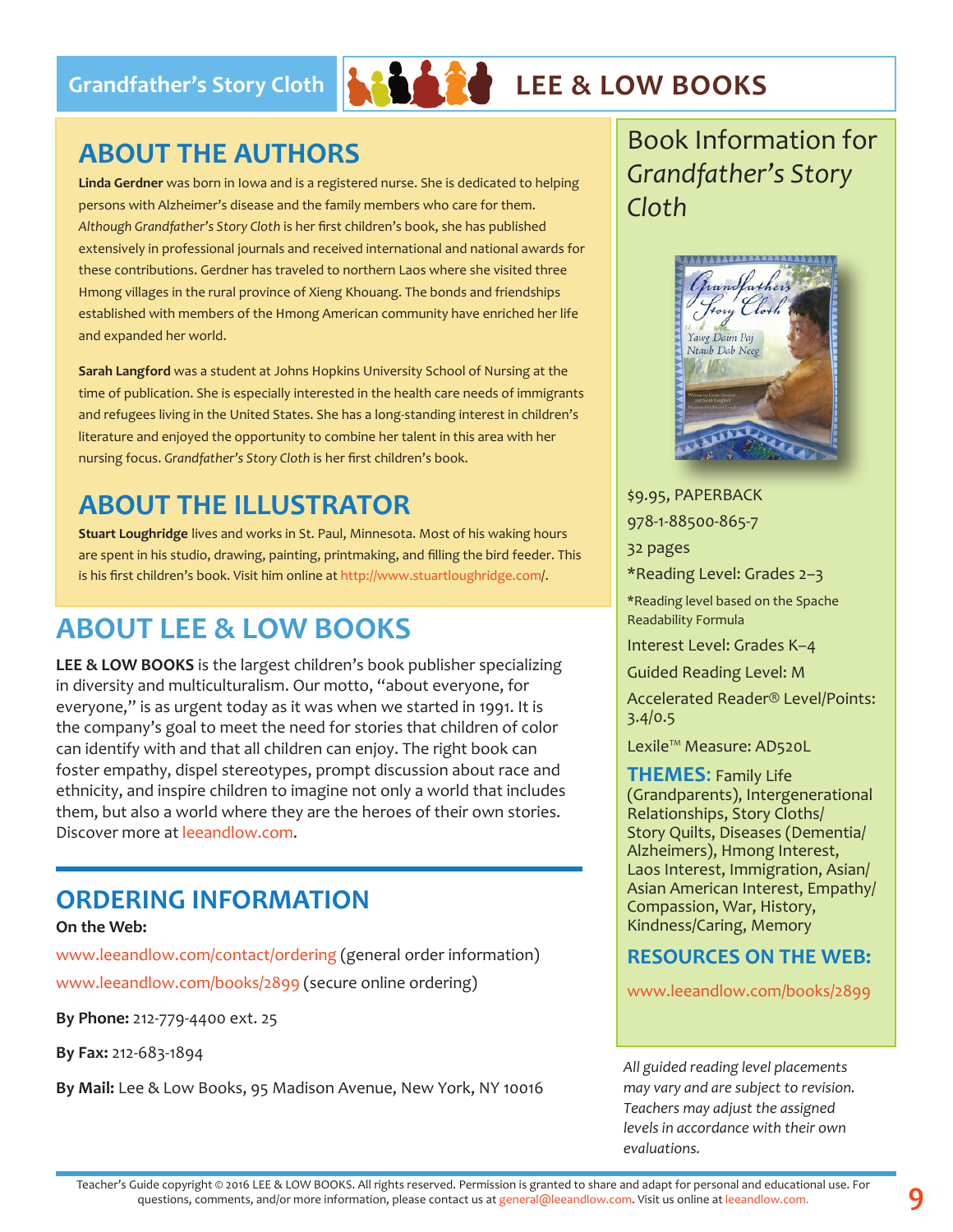# ABOUT THE AUTHORS

**Linda Gerdner** was born in Iowa and is a registered nurse. She is dedicated to helping persons with Alzheimer's disease and the family members who care for them. *Although Grandfather's Story Cloth* is her first children's book, she has published extensively in professional journals and received international and national awards for these contributions. Gerdner has traveled to northern Laos where she visited three Hmong villages in the rural province of Xieng Khouang. The bonds and friendships established with members of the Hmong American community have enriched her life and expanded her world.

**Sarah Langford** was a student at Johns Hopkins University School of Nursing at the time of publication. She is especially interested in the health care needs of immigrants and refugees living in the United States. She has a long-standing interest in children's literature and enjoyed the opportunity to combine her talent in this area with her nursing focus. *Grandfather's Story Cloth* is her first children's book.

# ABOUT THE ILLUSTRATOR

**Stuart Loughridge** lives and works in St. Paul, Minnesota. Most of his waking hours are spent in his studio, drawing, painting, printmaking, and filling the bird feeder. This is his first children's book. Visit him online at http://www.stuartloughridge.com/.

# ABOUT LEE & LOW BOOKS

**LEE & LOW BOOKS** is the largest children's book publisher specializing in diversity and multiculturalism. Our motto, "about everyone, for everyone," is as urgent today as it was when we started in 1991. It is the company's goal to meet the need for stories that children of color can identify with and that all children can enjoy. The right book can foster empathy, dispel stereotypes, prompt discussion about race and ethnicity, and inspire children to imagine not only a world that includes them, but also a world where they are the heroes of their own stories. Discover more at leeandlow.com.

# ORDERING INFORMATION

**On the Web:**

www.leeandlow.com/contact/ordering (general order information)

www.leeandlow.com/books/2899 (secure online ordering)

**By Phone:** 212-779-4400 ext. 25

**By Fax:** 212-683-1894

**By Mail:** Lee & Low Books, 95 Madison Avenue, New York, NY 10016

## Book Information for *Grandfather's Story Cloth*

$9.95, PAPERBACK

978-1-88500-865-7

32 pages

*Reading Level: Grades 2–3

*Reading level based on the Spache Readability Formula

Interest Level: Grades K–4

Guided Reading Level: M

Accelerated Reader® Level/Points: 3.4/0.5

Lexile™ Measure: AD520L

**THEMES:** Family Life (Grandparents), Intergenerational Relationships, Story Cloths/ Story Quilts, Diseases (Dementia/ Alzheimers), Hmong Interest, Laos Interest, Immigration, Asian/ Asian American Interest, Empathy/ Compassion, War, History, Kindness/Caring, Memory

**RESOURCES ON THE WEB:**

www.leeandlow.com/books/2899

*All guided reading level placements may vary and are subject to revision. Teachers may adjust the assigned levels in accordance with their own evaluations.*

Teacher's Guide copyright © 2016 LEE & LOW BOOKS. All rights reserved. Permission is granted to share and adapt for personal and educational use. For questions, comments, and/or more information, please contact us at general@leeandlow.com. Visit us online at leeandlow.com.